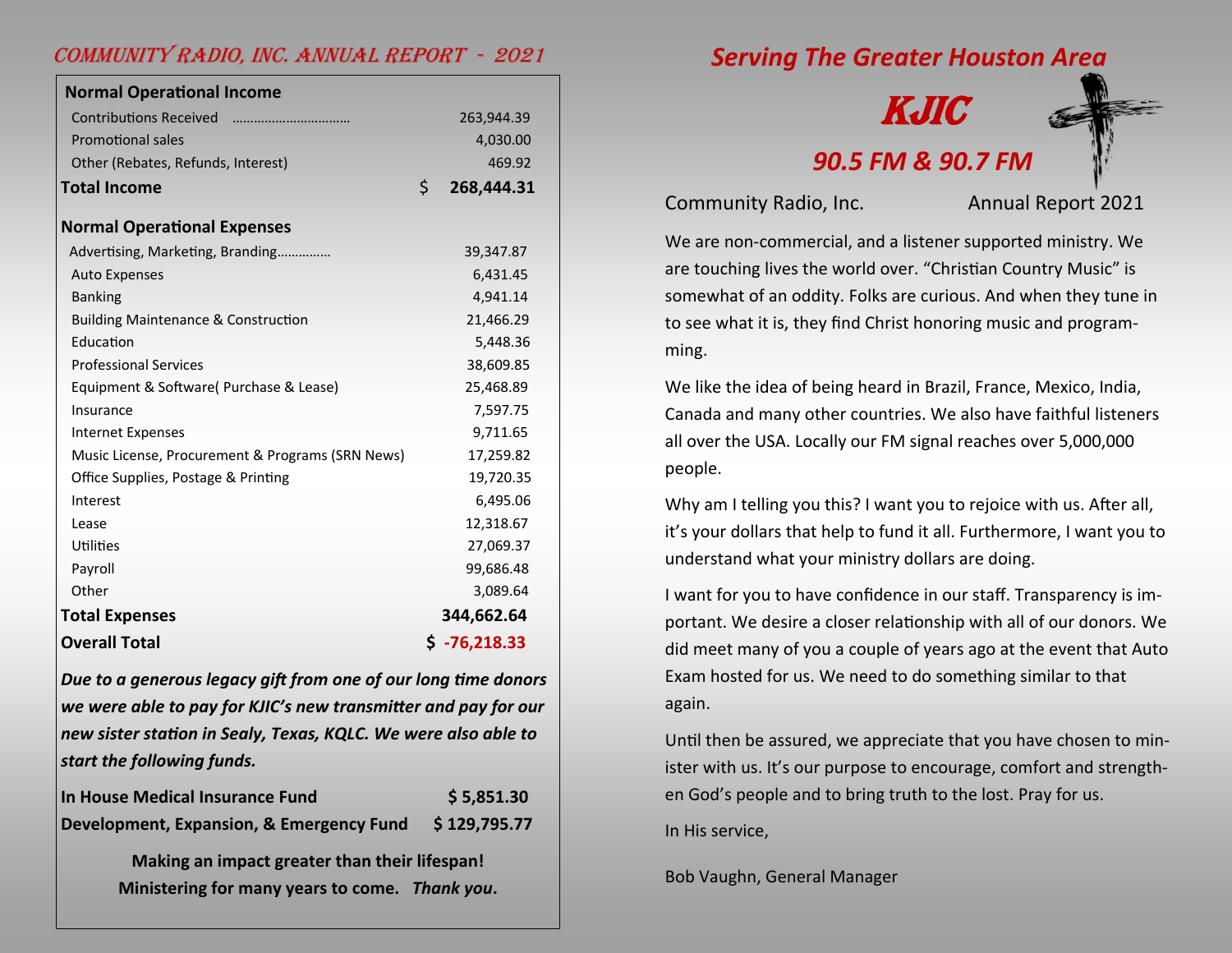## Community Radio, Inc. Annual Report - 2021

| **Normal Operational Income** | |
|---|---|
| Contributions Received ................................ | 263,944.39 |
| Promotional sales | 4,030.00 |
| Other (Rebates, Refunds, Interest) | 469.92 |
| **Total Income** | **$ 268,444.31** |
| **Normal Operational Expenses** | |
| Advertising, Marketing, Branding.............. | 39,347.87 |
| Auto Expenses | 6,431.45 |
| Banking | 4,941.14 |
| Building Maintenance & Construction | 21,466.29 |
| Education | 5,448.36 |
| Professional Services | 38,609.85 |
| Equipment & Software( Purchase & Lease) | 25,468.89 |
| Insurance | 7,597.75 |
| Internet Expenses | 9,711.65 |
| Music License, Procurement & Programs (SRN News) | 17,259.82 |
| Office Supplies, Postage & Printing | 19,720.35 |
| Interest | 6,495.06 |
| Lease | 12,318.67 |
| Utilities | 27,069.37 |
| Payroll | 99,686.48 |
| Other | 3,089.64 |
| **Total Expenses** | **344,662.64** |
| **Overall Total** | **$ -76,218.33** |

***Due to a generous legacy gift from one of our long time donors we were able to pay for KJIC's new transmitter and pay for our new sister station in Sealy, Texas, KQLC. We were also able to start the following funds.***

| | |
|---|---|
| **In House Medical Insurance Fund** | **$ 5,851.30** |
| **Development, Expansion, & Emergency Fund** | **$ 129,795.77** |

**Making an impact greater than their lifespan!**
**Ministering for many years to come.** ***Thank you*****.**

## *Serving The Greater Houston Area*

# *KJIC*

## *90.5 FM & 90.7 FM*

Community Radio, Inc. Annual Report 2021

We are non-commercial, and a listener supported ministry. We are touching lives the world over. "Christian Country Music" is somewhat of an oddity. Folks are curious. And when they tune in to see what it is, they find Christ honoring music and programming.

We like the idea of being heard in Brazil, France, Mexico, India, Canada and many other countries. We also have faithful listeners all over the USA. Locally our FM signal reaches over 5,000,000 people.

Why am I telling you this? I want you to rejoice with us. After all, it's your dollars that help to fund it all. Furthermore, I want you to understand what your ministry dollars are doing.

I want for you to have confidence in our staff. Transparency is important. We desire a closer relationship with all of our donors. We did meet many of you a couple of years ago at the event that Auto Exam hosted for us. We need to do something similar to that again.

Until then be assured, we appreciate that you have chosen to minister with us. It's our purpose to encourage, comfort and strengthen God's people and to bring truth to the lost. Pray for us.

In His service,

Bob Vaughn, General Manager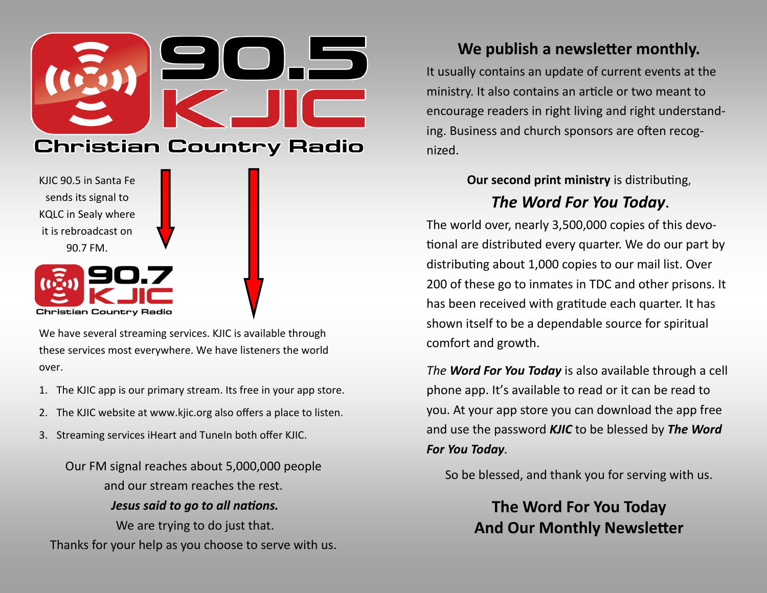# 90.5 KJIC

Christian Country Radio

KJIC 90.5 in Santa Fe sends its signal to KQLC in Sealy where it is rebroadcast on 90.7 FM.

## 90.7 KJIC

Christian Country Radio

We have several streaming services. KJIC is available through these services most everywhere. We have listeners the world over.

1. The KJIC app is our primary stream. Its free in your app store.
2. The KJIC website at www.kjic.org also offers a place to listen.
3. Streaming services iHeart and TuneIn both offer KJIC.

Our FM signal reaches about 5,000,000 people and our stream reaches the rest.

***Jesus said to go to all nations.***

We are trying to do just that.

Thanks for your help as you choose to serve with us.

## We publish a newsletter monthly.

It usually contains an update of current events at the ministry. It also contains an article or two meant to encourage readers in right living and right understanding. Business and church sponsors are often recognized.

**Our second print ministry** is distributing,

***The Word For You Today*.**

The world over, nearly 3,500,000 copies of this devotional are distributed every quarter. We do our part by distributing about 1,000 copies to our mail list. Over 200 of these go to inmates in TDC and other prisons. It has been received with gratitude each quarter. It has shown itself to be a dependable source for spiritual comfort and growth.

*The* ***Word For You Today*** is also available through a cell phone app. It's available to read or it can be read to you. At your app store you can download the app free and use the password ***KJIC*** to be blessed by ***The Word For You Today****.*

So be blessed, and thank you for serving with us.

## The Word For You Today And Our Monthly Newsletter